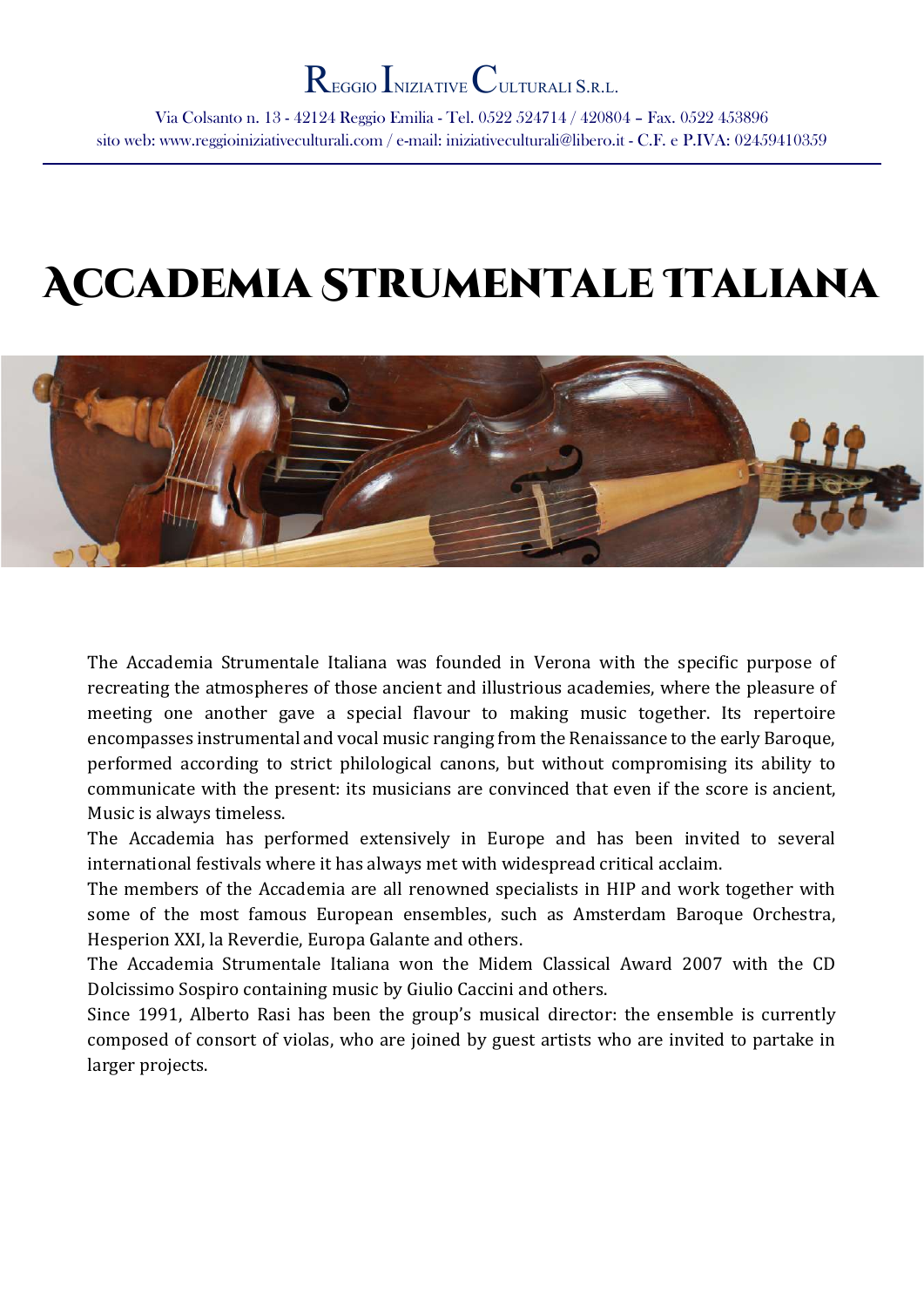# Reggio Iniziative Culturali S.r.l.

Via Colsanto n. 13 - 42124 Reggio Emilia - Tel. 0522 524714 / 420804 – Fax. 0522 453896
sito web: www.reggioiniziativeculturali.com / e-mail: iniziativeculturali@libero.it - C.F. e P.IVA: 02459410359

# Accademia Strumentale Italiana

The Accademia Strumentale Italiana was founded in Verona with the specific purpose of recreating the atmospheres of those ancient and illustrious academies, where the pleasure of meeting one another gave a special flavour to making music together. Its repertoire encompasses instrumental and vocal music ranging from the Renaissance to the early Baroque, performed according to strict philological canons, but without compromising its ability to communicate with the present: its musicians are convinced that even if the score is ancient, Music is always timeless.

The Accademia has performed extensively in Europe and has been invited to several international festivals where it has always met with widespread critical acclaim.

The members of the Accademia are all renowned specialists in HIP and work together with some of the most famous European ensembles, such as Amsterdam Baroque Orchestra, Hesperion XXI, la Reverdie, Europa Galante and others.

The Accademia Strumentale Italiana won the Midem Classical Award 2007 with the CD Dolcissimo Sospiro containing music by Giulio Caccini and others.

Since 1991, Alberto Rasi has been the group's musical director: the ensemble is currently composed of consort of violas, who are joined by guest artists who are invited to partake in larger projects.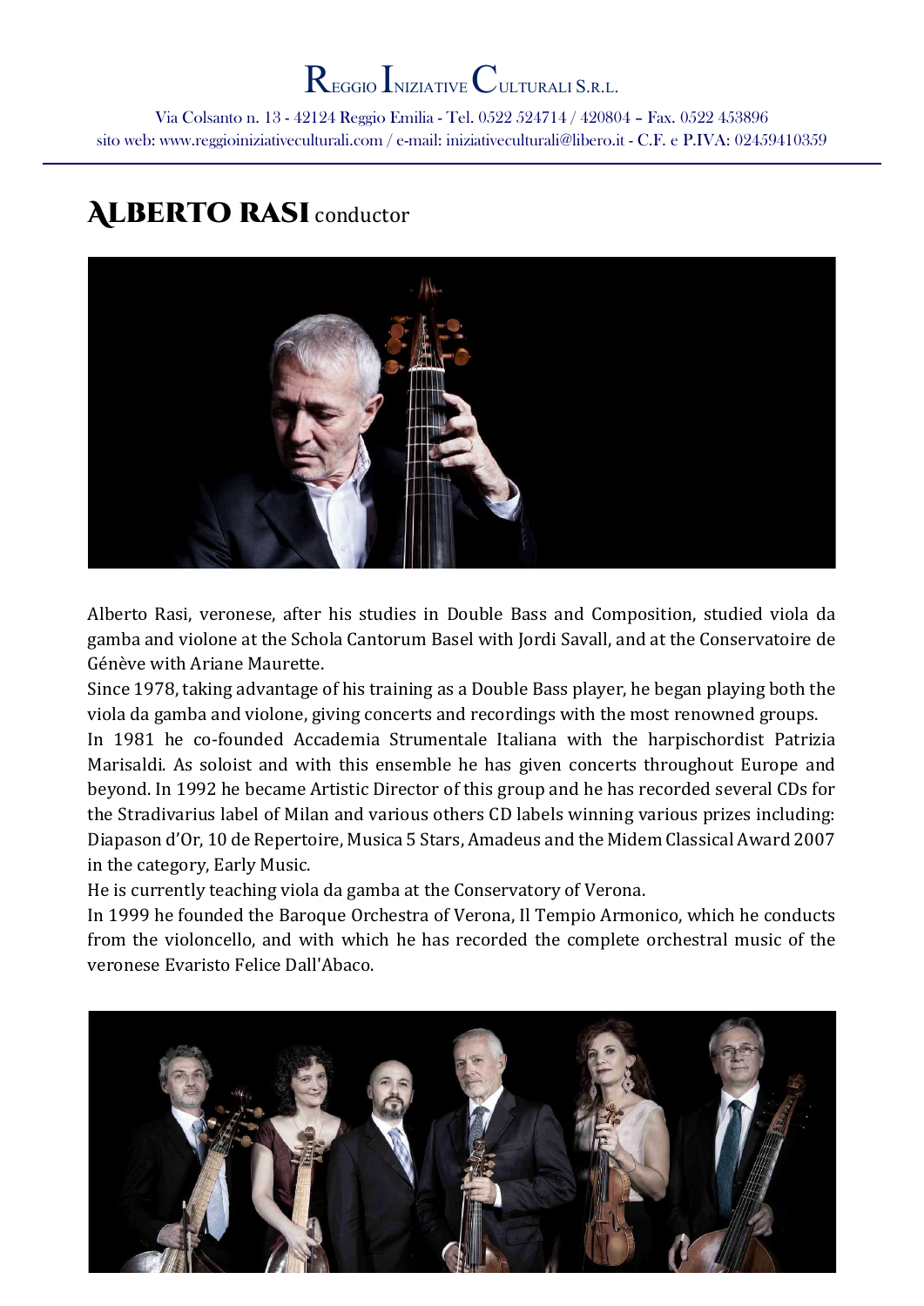## ALBERTO RASI conductor

Alberto Rasi, veronese, after his studies in Double Bass and Composition, studied viola da gamba and violone at the Schola Cantorum Basel with Jordi Savall, and at the Conservatoire de Génève with Ariane Maurette.

Since 1978, taking advantage of his training as a Double Bass player, he began playing both the viola da gamba and violone, giving concerts and recordings with the most renowned groups.

In 1981 he co-founded Accademia Strumentale Italiana with the harpischordist Patrizia Marisaldi. As soloist and with this ensemble he has given concerts throughout Europe and beyond. In 1992 he became Artistic Director of this group and he has recorded several CDs for the Stradivarius label of Milan and various others CD labels winning various prizes including: Diapason d'Or, 10 de Repertoire, Musica 5 Stars, Amadeus and the Midem Classical Award 2007 in the category, Early Music.

He is currently teaching viola da gamba at the Conservatory of Verona.

In 1999 he founded the Baroque Orchestra of Verona, Il Tempio Armonico, which he conducts from the violoncello, and with which he has recorded the complete orchestral music of the veronese Evaristo Felice Dall'Abaco.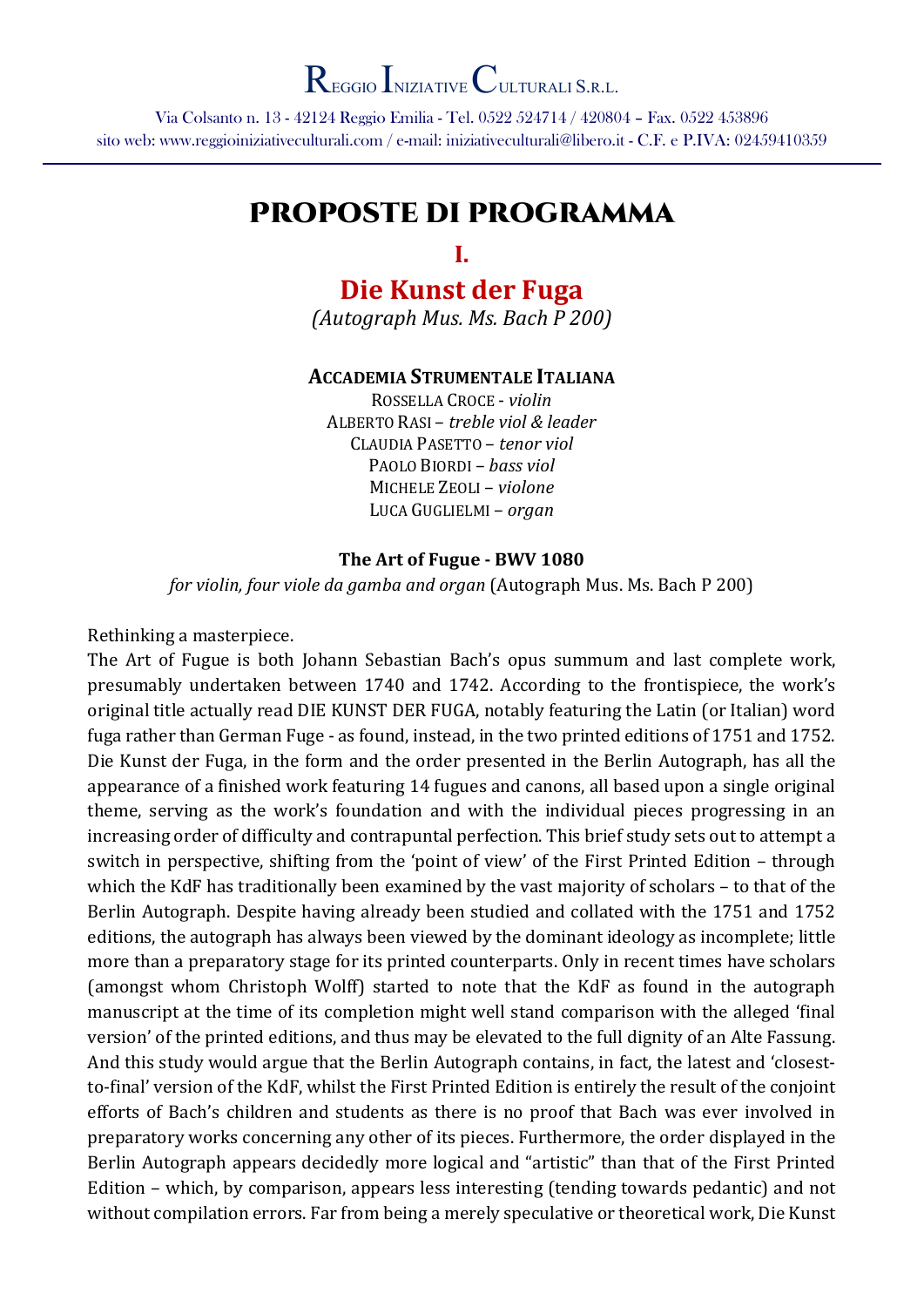# Reggio Iniziative Culturali S.r.l.

Via Colsanto n. 13 - 42124 Reggio Emilia - Tel. 0522 524714 / 420804 – Fax. 0522 453896
sito web: www.reggioiniziativeculturali.com / e-mail: iniziativeculturali@libero.it - C.F. e **P.IVA**: 02459410359

---

# PROPOSTE DI PROGRAMMA

## I.

## Die Kunst der Fuga

*(Autograph Mus. Ms. Bach P 200)*

**Accademia Strumentale Italiana**

Rossella Croce - *violin*
Alberto Rasi – *treble viol & leader*
Claudia Pasetto – *tenor viol*
Paolo Biordi – *bass viol*
Michele Zeoli – *violone*
Luca Guglielmi – *organ*

**The Art of Fugue - BWV 1080**

*for violin, four viole da gamba and organ* (Autograph Mus. Ms. Bach P 200)

Rethinking a masterpiece.
The Art of Fugue is both Johann Sebastian Bach's opus summum and last complete work, presumably undertaken between 1740 and 1742. According to the frontispiece, the work's original title actually read DIE KUNST DER FUGA, notably featuring the Latin (or Italian) word fuga rather than German Fuge - as found, instead, in the two printed editions of 1751 and 1752. Die Kunst der Fuga, in the form and the order presented in the Berlin Autograph, has all the appearance of a finished work featuring 14 fugues and canons, all based upon a single original theme, serving as the work's foundation and with the individual pieces progressing in an increasing order of difficulty and contrapuntal perfection. This brief study sets out to attempt a switch in perspective, shifting from the 'point of view' of the First Printed Edition – through which the KdF has traditionally been examined by the vast majority of scholars – to that of the Berlin Autograph. Despite having already been studied and collated with the 1751 and 1752 editions, the autograph has always been viewed by the dominant ideology as incomplete; little more than a preparatory stage for its printed counterparts. Only in recent times have scholars (amongst whom Christoph Wolff) started to note that the KdF as found in the autograph manuscript at the time of its completion might well stand comparison with the alleged 'final version' of the printed editions, and thus may be elevated to the full dignity of an Alte Fassung. And this study would argue that the Berlin Autograph contains, in fact, the latest and 'closest-to-final' version of the KdF, whilst the First Printed Edition is entirely the result of the conjoint efforts of Bach's children and students as there is no proof that Bach was ever involved in preparatory works concerning any other of its pieces. Furthermore, the order displayed in the Berlin Autograph appears decidedly more logical and "artistic" than that of the First Printed Edition – which, by comparison, appears less interesting (tending towards pedantic) and not without compilation errors. Far from being a merely speculative or theoretical work, Die Kunst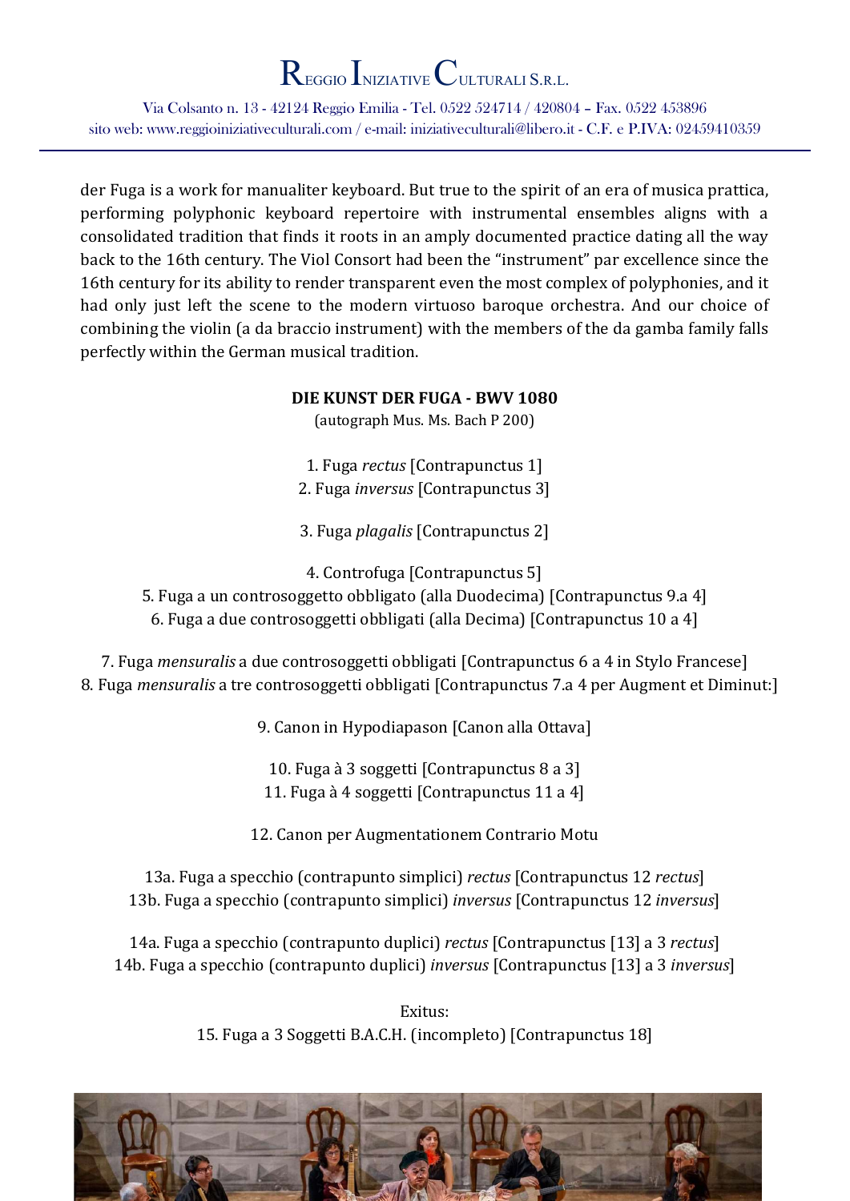der Fuga is a work for manualiter keyboard. But true to the spirit of an era of musica prattica, performing polyphonic keyboard repertoire with instrumental ensembles aligns with a consolidated tradition that finds it roots in an amply documented practice dating all the way back to the 16th century. The Viol Consort had been the “instrument” par excellence since the 16th century for its ability to render transparent even the most complex of polyphonies, and it had only just left the scene to the modern virtuoso baroque orchestra. And our choice of combining the violin (a da braccio instrument) with the members of the da gamba family falls perfectly within the German musical tradition.

**DIE KUNST DER FUGA - BWV 1080**

(autograph Mus. Ms. Bach P 200)

1. Fuga *rectus* [Contrapunctus 1]
2. Fuga *inversus* [Contrapunctus 3]

3. Fuga *plagalis* [Contrapunctus 2]

4. Controfuga [Contrapunctus 5]
5. Fuga a un controsoggetto obbligato (alla Duodecima) [Contrapunctus 9.a 4]
6. Fuga a due controsoggetti obbligati (alla Decima) [Contrapunctus 10 a 4]

7. Fuga *mensuralis* a due controsoggetti obbligati [Contrapunctus 6 a 4 in Stylo Francese]
8. Fuga *mensuralis* a tre controsoggetti obbligati [Contrapunctus 7.a 4 per Augment et Diminut:]

9. Canon in Hypodiapason [Canon alla Ottava]

10. Fuga à 3 soggetti [Contrapunctus 8 a 3]
11. Fuga à 4 soggetti [Contrapunctus 11 a 4]

12. Canon per Augmentationem Contrario Motu

13a. Fuga a specchio (contrapunto simplici) *rectus* [Contrapunctus 12 *rectus*]
13b. Fuga a specchio (contrapunto simplici) *inversus* [Contrapunctus 12 *inversus*]

14a. Fuga a specchio (contrapunto duplici) *rectus* [Contrapunctus [13] a 3 *rectus*]
14b. Fuga a specchio (contrapunto duplici) *inversus* [Contrapunctus [13] a 3 *inversus*]

Exitus:
15. Fuga a 3 Soggetti B.A.C.H. (incompleto) [Contrapunctus 18]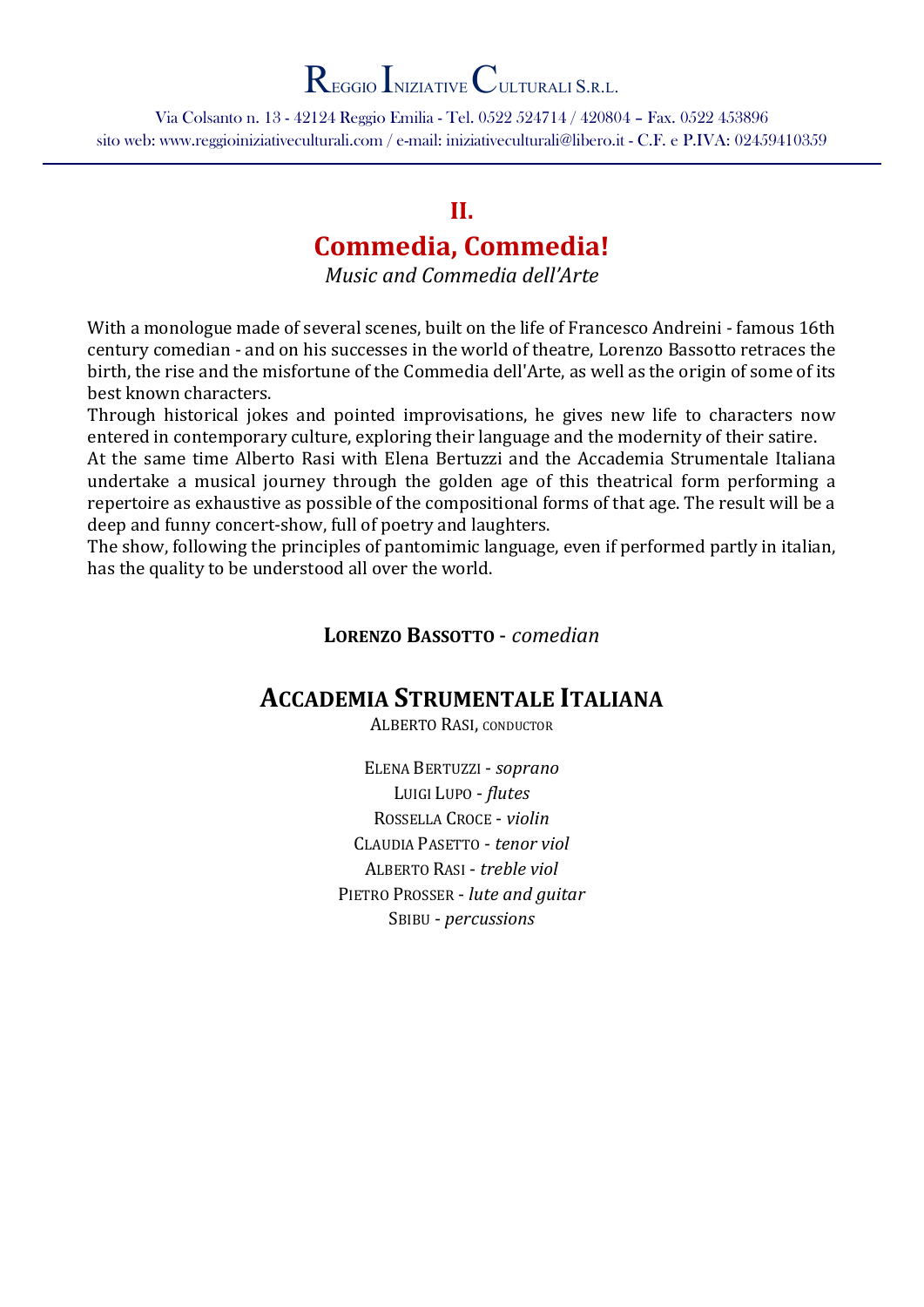## II.

## Commedia, Commedia!

*Music and Commedia dell'Arte*

With a monologue made of several scenes, built on the life of Francesco Andreini - famous 16th century comedian - and on his successes in the world of theatre, Lorenzo Bassotto retraces the birth, the rise and the misfortune of the Commedia dell'Arte, as well as the origin of some of its best known characters.
Through historical jokes and pointed improvisations, he gives new life to characters now entered in contemporary culture, exploring their language and the modernity of their satire.
At the same time Alberto Rasi with Elena Bertuzzi and the Accademia Strumentale Italiana undertake a musical journey through the golden age of this theatrical form performing a repertoire as exhaustive as possible of the compositional forms of that age. The result will be a deep and funny concert-show, full of poetry and laughters.
The show, following the principles of pantomimic language, even if performed partly in italian, has the quality to be understood all over the world.

**LORENZO BASSOTTO** - *comedian*

### ACCADEMIA STRUMENTALE ITALIANA

ALBERTO RASI, CONDUCTOR

ELENA BERTUZZI - *soprano*
LUIGI LUPO - *flutes*
ROSSELLA CROCE - *violin*
CLAUDIA PASETTO - *tenor viol*
ALBERTO RASI - *treble viol*
PIETRO PROSSER - *lute and guitar*
SBIBU - *percussions*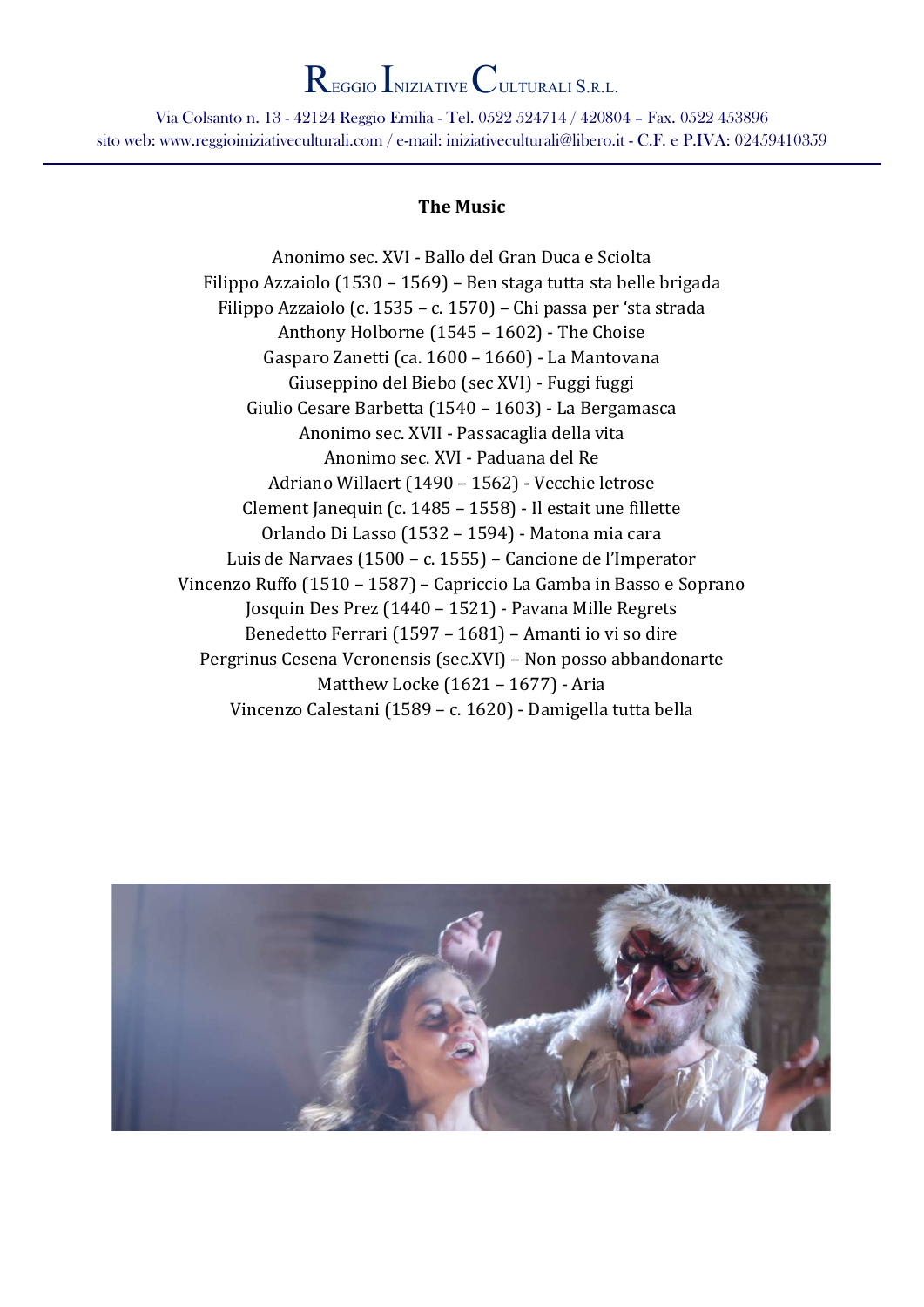### The Music

Anonimo sec. XVI - Ballo del Gran Duca e Sciolta
Filippo Azzaiolo (1530 – 1569) – Ben staga tutta sta belle brigada
Filippo Azzaiolo (c. 1535 – c. 1570) – Chi passa per 'sta strada
Anthony Holborne (1545 – 1602) - The Choise
Gasparo Zanetti (ca. 1600 – 1660) - La Mantovana
Giuseppino del Biebo (sec XVI) - Fuggi fuggi
Giulio Cesare Barbetta (1540 – 1603) - La Bergamasca
Anonimo sec. XVII - Passacaglia della vita
Anonimo sec. XVI - Paduana del Re
Adriano Willaert (1490 – 1562) - Vecchie letrose
Clement Janequin (c. 1485 – 1558) - Il estait une fillette
Orlando Di Lasso (1532 – 1594) - Matona mia cara
Luis de Narvaes (1500 – c. 1555) – Cancione de l'Imperator
Vincenzo Ruffo (1510 – 1587) – Capriccio La Gamba in Basso e Soprano
Josquin Des Prez (1440 – 1521) - Pavana Mille Regrets
Benedetto Ferrari (1597 – 1681) – Amanti io vi so dire
Pergrinus Cesena Veronensis (sec.XVI) – Non posso abbandonarte
Matthew Locke (1621 – 1677) - Aria
Vincenzo Calestani (1589 – c. 1620) - Damigella tutta bella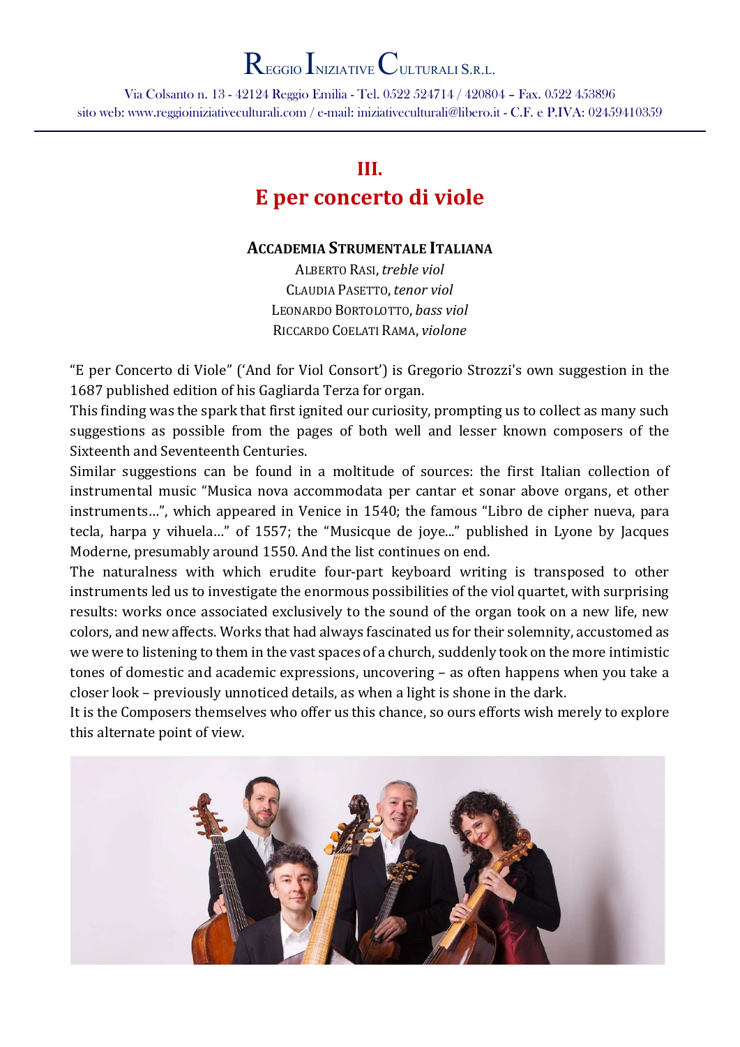# III.
# E per concerto di viole

**ACCADEMIA STRUMENTALE ITALIANA**

ALBERTO RASI, *treble viol*
CLAUDIA PASETTO, *tenor viol*
LEONARDO BORTOLOTTO, *bass viol*
RICCARDO COELATI RAMA, *violone*

"E per Concerto di Viole" ('And for Viol Consort') is Gregorio Strozzi's own suggestion in the 1687 published edition of his Gagliarda Terza for organ.

This finding was the spark that first ignited our curiosity, prompting us to collect as many such suggestions as possible from the pages of both well and lesser known composers of the Sixteenth and Seventeenth Centuries.

Similar suggestions can be found in a moltitude of sources: the first Italian collection of instrumental music "Musica nova accommodata per cantar et sonar above organs, et other instruments…", which appeared in Venice in 1540; the famous "Libro de cipher nueva, para tecla, harpa y vihuela…" of 1557; the "Musicque de joye..." published in Lyone by Jacques Moderne, presumably around 1550. And the list continues on end.

The naturalness with which erudite four-part keyboard writing is transposed to other instruments led us to investigate the enormous possibilities of the viol quartet, with surprising results: works once associated exclusively to the sound of the organ took on a new life, new colors, and new affects. Works that had always fascinated us for their solemnity, accustomed as we were to listening to them in the vast spaces of a church, suddenly took on the more intimistic tones of domestic and academic expressions, uncovering – as often happens when you take a closer look – previously unnoticed details, as when a light is shone in the dark.

It is the Composers themselves who offer us this chance, so ours efforts wish merely to explore this alternate point of view.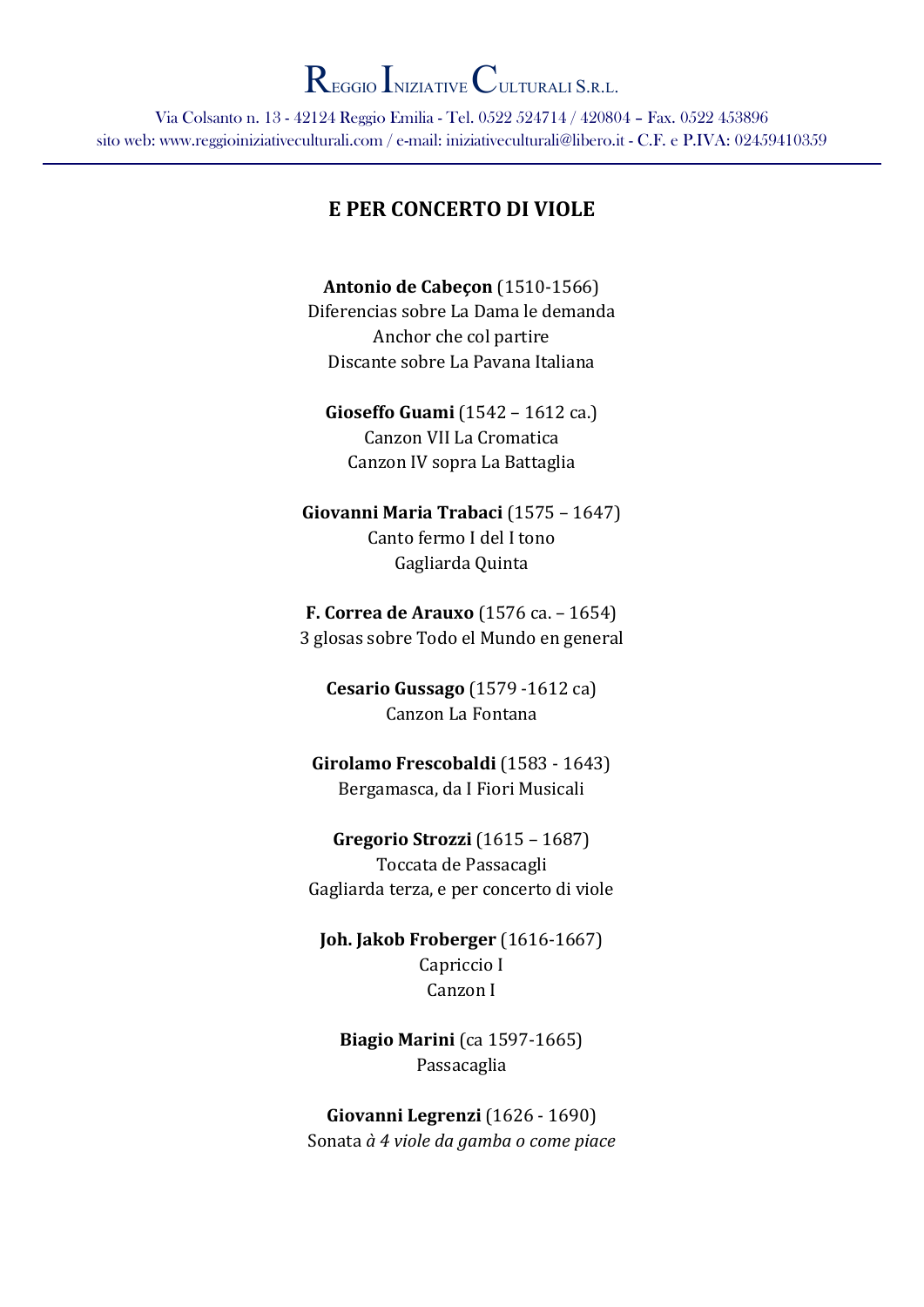## E PER CONCERTO DI VIOLE

**Antonio de Cabeçon** (1510-1566)
Diferencias sobre La Dama le demanda
Anchor che col partire
Discante sobre La Pavana Italiana

**Gioseffo Guami** (1542 – 1612 ca.)
Canzon VII La Cromatica
Canzon IV sopra La Battaglia

**Giovanni Maria Trabaci** (1575 – 1647)
Canto fermo I del I tono
Gagliarda Quinta

**F. Correa de Arauxo** (1576 ca. – 1654)
3 glosas sobre Todo el Mundo en general

**Cesario Gussago** (1579 -1612 ca)
Canzon La Fontana

**Girolamo Frescobaldi** (1583 - 1643)
Bergamasca, da I Fiori Musicali

**Gregorio Strozzi** (1615 – 1687)
Toccata de Passacagli
Gagliarda terza, e per concerto di viole

**Joh. Jakob Froberger** (1616-1667)
Capriccio I
Canzon I

**Biagio Marini** (ca 1597-1665)
Passacaglia

**Giovanni Legrenzi** (1626 - 1690)
Sonata *à 4 viole da gamba o come piace*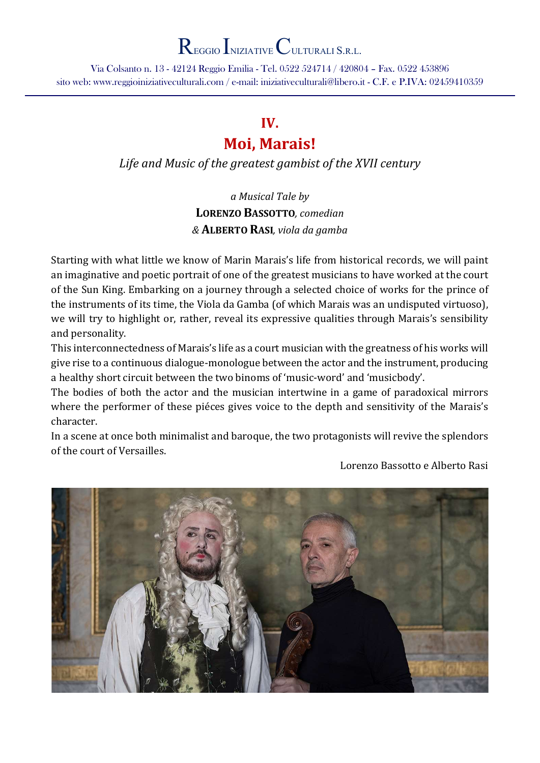# Reggio Iniziative Culturali S.r.l.

Via Colsanto n. 13 - 42124 Reggio Emilia - Tel. 0522 524714 / 420804 – Fax. 0522 453896
sito web: www.reggioiniziativeculturali.com / e-mail: iniziativeculturali@libero.it - C.F. e P.IVA: 02459410359

## IV.
## Moi, Marais!

*Life and Music of the greatest gambist of the XVII century*

*a Musical Tale by*
**Lorenzo Bassotto**, *comedian*
& **Alberto Rasi**, *viola da gamba*

Starting with what little we know of Marin Marais's life from historical records, we will paint an imaginative and poetic portrait of one of the greatest musicians to have worked at the court of the Sun King. Embarking on a journey through a selected choice of works for the prince of the instruments of its time, the Viola da Gamba (of which Marais was an undisputed virtuoso), we will try to highlight or, rather, reveal its expressive qualities through Marais's sensibility and personality.

This interconnectedness of Marais's life as a court musician with the greatness of his works will give rise to a continuous dialogue-monologue between the actor and the instrument, producing a healthy short circuit between the two binoms of 'music-word' and 'musicbody'.

The bodies of both the actor and the musician intertwine in a game of paradoxical mirrors where the performer of these piéces gives voice to the depth and sensitivity of the Marais's character.

In a scene at once both minimalist and baroque, the two protagonists will revive the splendors of the court of Versailles.

Lorenzo Bassotto e Alberto Rasi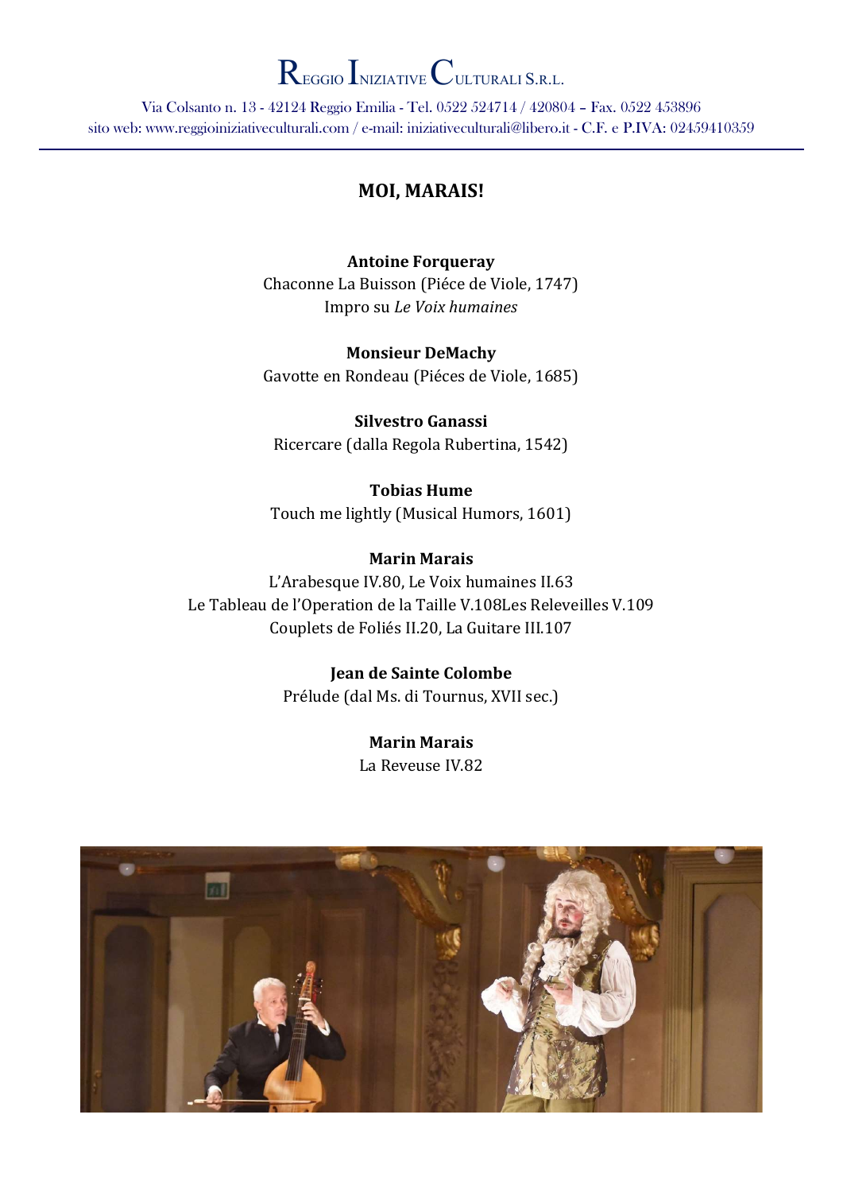# REGGIO INIZIATIVE CULTURALI S.R.L.

Via Colsanto n. 13 - 42124 Reggio Emilia - Tel. 0522 524714 / 420804 – Fax. 0522 453896
sito web: www.reggioiniziativeculturali.com / e-mail: iniziativeculturali@libero.it - C.F. e P.IVA: 02459410359

## MOI, MARAIS!

**Antoine Forqueray**
Chaconne La Buisson (Piéce de Viole, 1747)
Impro su *Le Voix humaines*

**Monsieur DeMachy**
Gavotte en Rondeau (Piéces de Viole, 1685)

**Silvestro Ganassi**
Ricercare (dalla Regola Rubertina, 1542)

**Tobias Hume**
Touch me lightly (Musical Humors, 1601)

**Marin Marais**
L'Arabesque IV.80, Le Voix humaines II.63
Le Tableau de l'Operation de la Taille V.108Les Releveilles V.109
Couplets de Foliés II.20, La Guitare III.107

**Jean de Sainte Colombe**
Prélude (dal Ms. di Tournus, XVII sec.)

**Marin Marais**
La Reveuse IV.82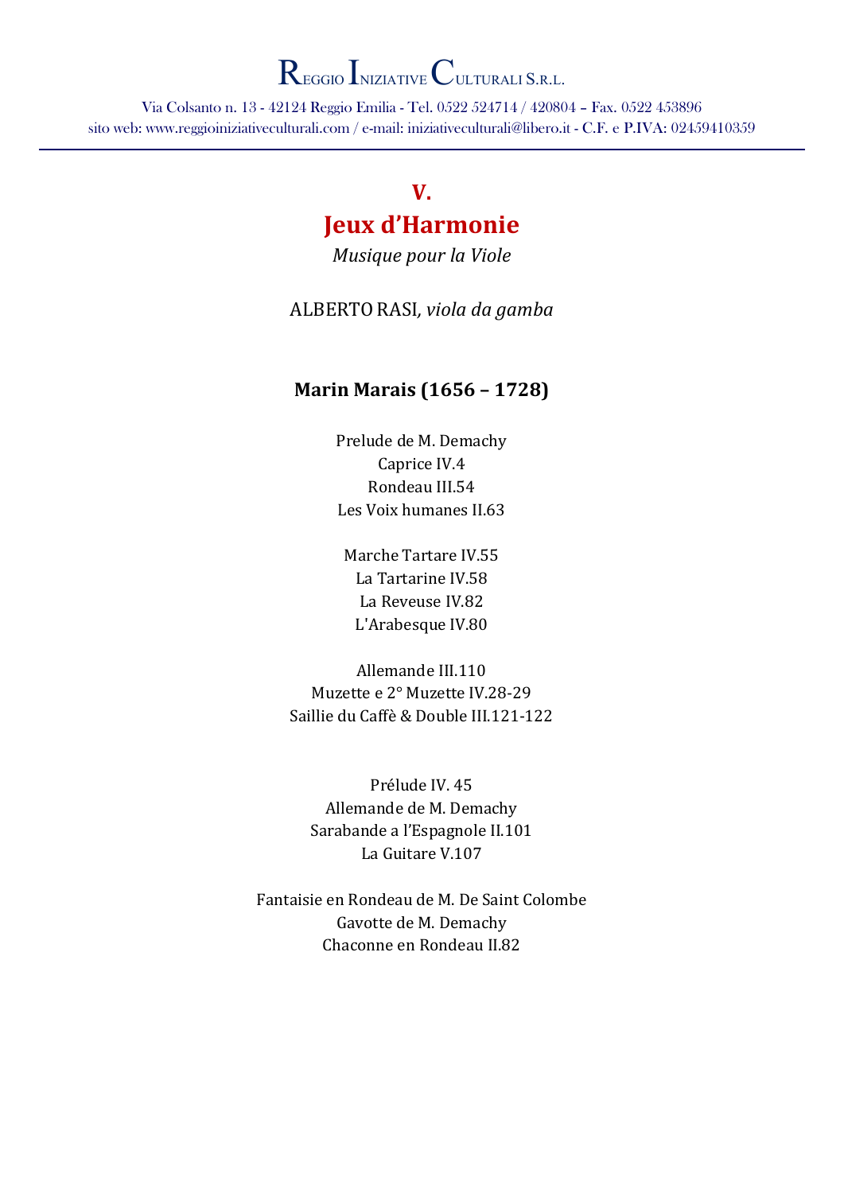# V.
# Jeux d'Harmonie

*Musique pour la Viole*

ALBERTO RASI, *viola da gamba*

**Marin Marais (1656 – 1728)**

Prelude de M. Demachy
Caprice IV.4
Rondeau III.54
Les Voix humanes II.63

Marche Tartare IV.55
La Tartarine IV.58
La Reveuse IV.82
L'Arabesque IV.80

Allemande III.110
Muzette e 2° Muzette IV.28-29
Saillie du Caffè & Double III.121-122

Prélude IV. 45
Allemande de M. Demachy
Sarabande a l'Espagnole II.101
La Guitare V.107

Fantaisie en Rondeau de M. De Saint Colombe
Gavotte de M. Demachy
Chaconne en Rondeau II.82